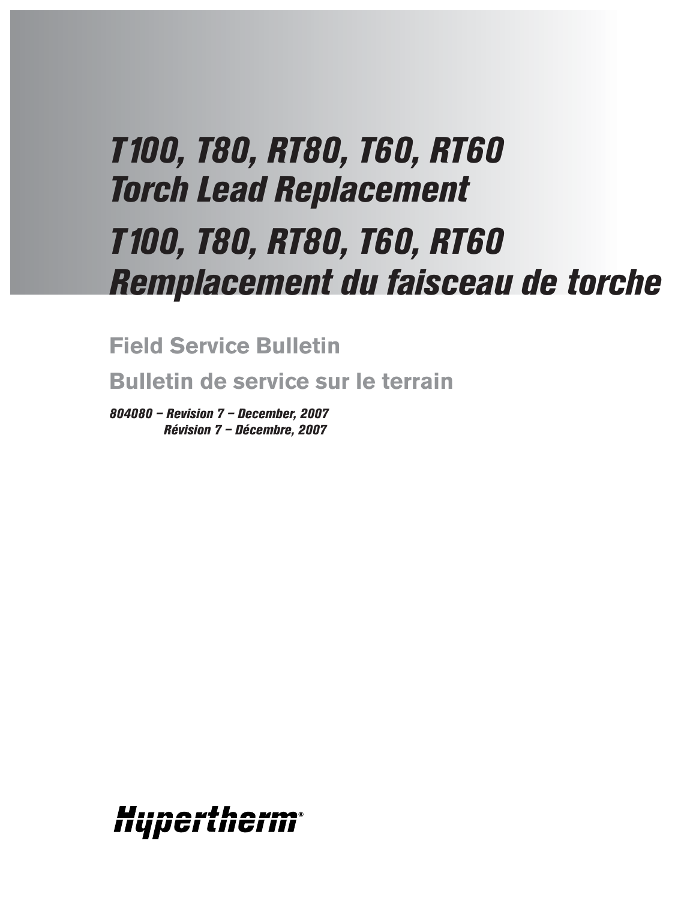# T100, T80, RT80, T60, RT60 Torch Lead Replacement

# T100, T80, RT80, T60, RT60 Remplacement du faisceau de torche

## Field Service Bulletin

## Bulletin de service sur le terrain

***804080 – Revision 7 – December, 2007***
***Révision 7 – Décembre, 2007***

Hypertherm®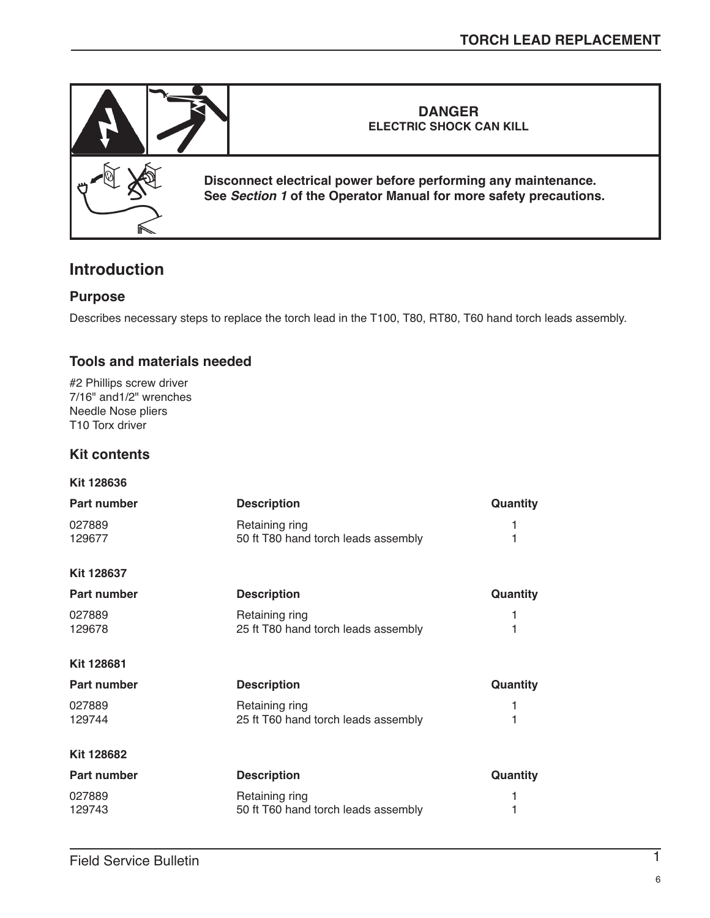**DANGER**
**ELECTRIC SHOCK CAN KILL**

**Disconnect electrical power before performing any maintenance.**
**See *Section 1* of the Operator Manual for more safety precautions.**

## Introduction

### Purpose

Describes necessary steps to replace the torch lead in the T100, T80, RT80, T60 hand torch leads assembly.

### Tools and materials needed

#2 Phillips screw driver
7/16" and1/2" wrenches
Needle Nose pliers
T10 Torx driver

### Kit contents

**Kit 128636**

| Part number | Description | Quantity |
|---|---|---|
| 027889 | Retaining ring | 1 |
| 129677 | 50 ft T80 hand torch leads assembly | 1 |

**Kit 128637**

| Part number | Description | Quantity |
|---|---|---|
| 027889 | Retaining ring | 1 |
| 129678 | 25 ft T80 hand torch leads assembly | 1 |

**Kit 128681**

| Part number | Description | Quantity |
|---|---|---|
| 027889 | Retaining ring | 1 |
| 129744 | 25 ft T60 hand torch leads assembly | 1 |

**Kit 128682**

| Part number | Description | Quantity |
|---|---|---|
| 027889 | Retaining ring | 1 |
| 129743 | 50 ft T60 hand torch leads assembly | 1 |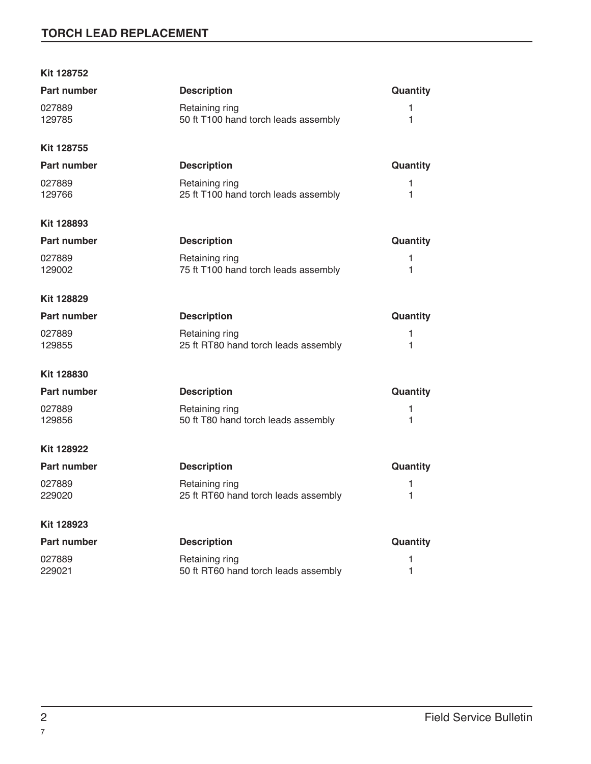## TORCH LEAD REPLACEMENT

**Kit 128752**

| Part number | Description | Quantity |
| --- | --- | --- |
| 027889 | Retaining ring | 1 |
| 129785 | 50 ft T100 hand torch leads assembly | 1 |

**Kit 128755**

| Part number | Description | Quantity |
| --- | --- | --- |
| 027889 | Retaining ring | 1 |
| 129766 | 25 ft T100 hand torch leads assembly | 1 |

**Kit 128893**

| Part number | Description | Quantity |
| --- | --- | --- |
| 027889 | Retaining ring | 1 |
| 129002 | 75 ft T100 hand torch leads assembly | 1 |

**Kit 128829**

| Part number | Description | Quantity |
| --- | --- | --- |
| 027889 | Retaining ring | 1 |
| 129855 | 25 ft RT80 hand torch leads assembly | 1 |

**Kit 128830**

| Part number | Description | Quantity |
| --- | --- | --- |
| 027889 | Retaining ring | 1 |
| 129856 | 50 ft T80 hand torch leads assembly | 1 |

**Kit 128922**

| Part number | Description | Quantity |
| --- | --- | --- |
| 027889 | Retaining ring | 1 |
| 229020 | 25 ft RT60 hand torch leads assembly | 1 |

**Kit 128923**

| Part number | Description | Quantity |
| --- | --- | --- |
| 027889 | Retaining ring | 1 |
| 229021 | 50 ft RT60 hand torch leads assembly | 1 |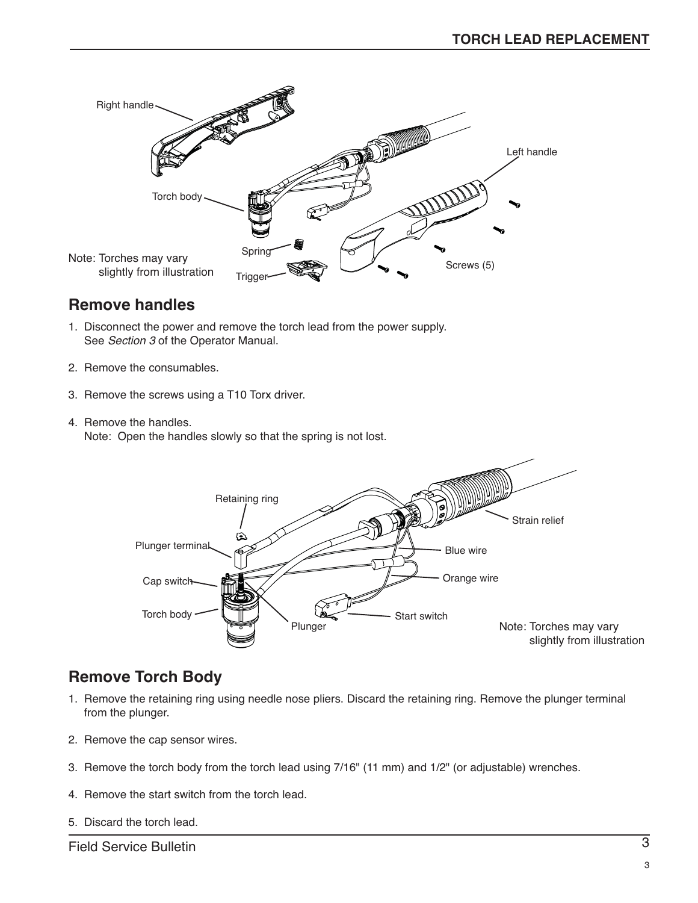## Remove handles

1. Disconnect the power and remove the torch lead from the power supply. See *Section 3* of the Operator Manual.
2. Remove the consumables.
3. Remove the screws using a T10 Torx driver.
4. Remove the handles.
   Note: Open the handles slowly so that the spring is not lost.

## Remove Torch Body

1. Remove the retaining ring using needle nose pliers. Discard the retaining ring. Remove the plunger terminal from the plunger.
2. Remove the cap sensor wires.
3. Remove the torch body from the torch lead using 7/16" (11 mm) and 1/2" (or adjustable) wrenches.
4. Remove the start switch from the torch lead.
5. Discard the torch lead.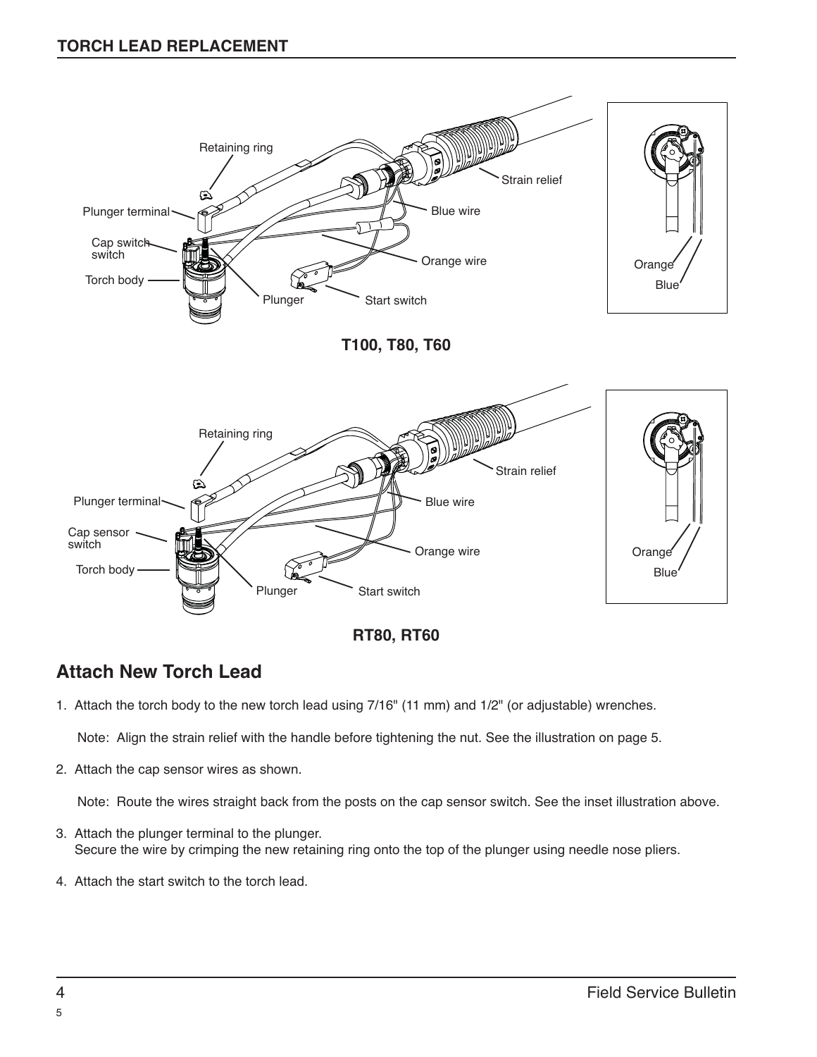## TORCH LEAD REPLACEMENT

Retaining ring

Plunger terminal

Cap switch switch

Torch body

Plunger

Start switch

Orange wire

Blue wire

Strain relief

Orange

Blue

**T100, T80, T60**

Retaining ring

Plunger terminal

Cap sensor switch

Torch body

Plunger

Start switch

Orange wire

Blue wire

Strain relief

Orange

Blue

**RT80, RT60**

## Attach New Torch Lead

1. Attach the torch body to the new torch lead using 7/16" (11 mm) and 1/2" (or adjustable) wrenches.

   Note: Align the strain relief with the handle before tightening the nut. See the illustration on page 5.

2. Attach the cap sensor wires as shown.

   Note: Route the wires straight back from the posts on the cap sensor switch. See the inset illustration above.

3. Attach the plunger terminal to the plunger.
   Secure the wire by crimping the new retaining ring onto the top of the plunger using needle nose pliers.

4. Attach the start switch to the torch lead.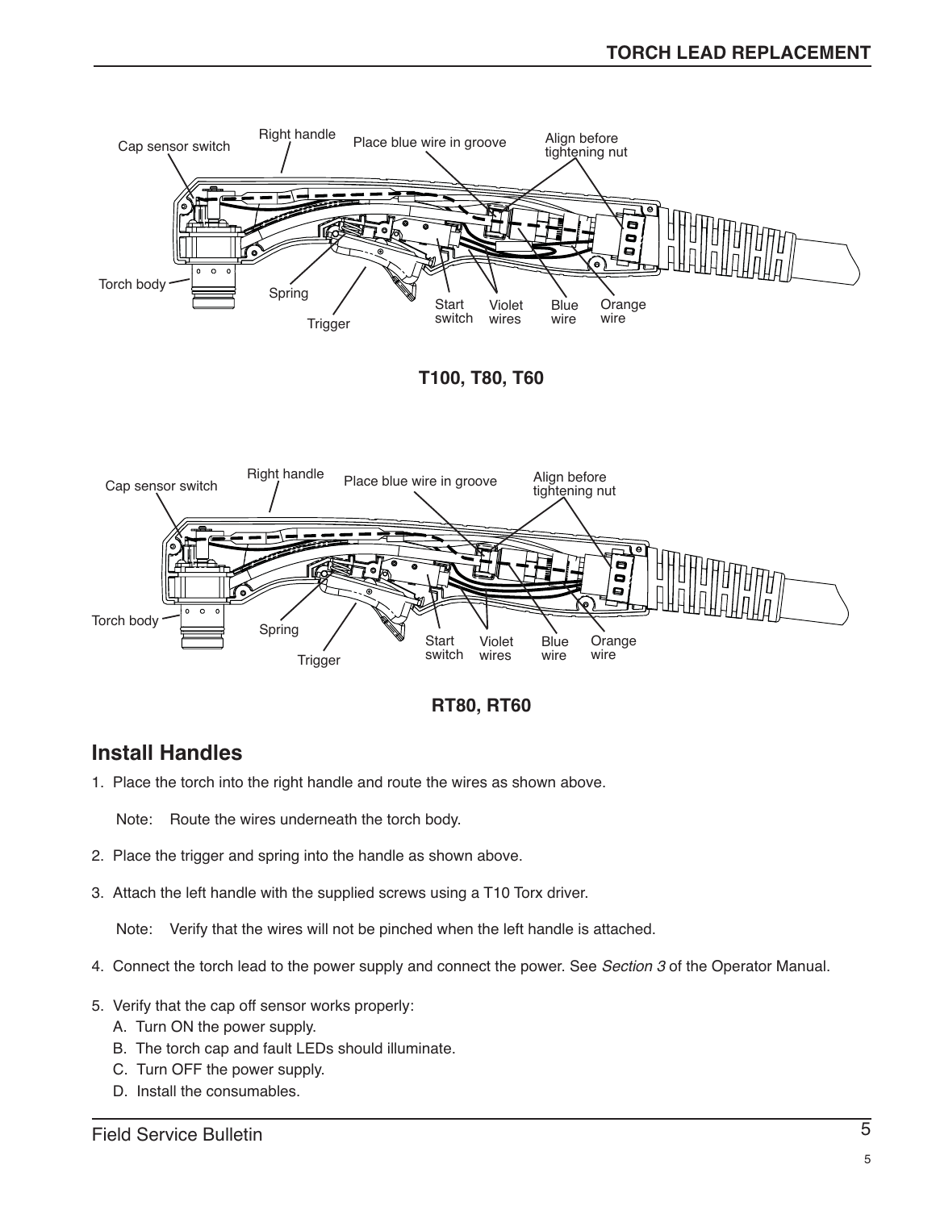T100, T80, T60

RT80, RT60

## Install Handles

1. Place the torch into the right handle and route the wires as shown above.

   Note: Route the wires underneath the torch body.

2. Place the trigger and spring into the handle as shown above.

3. Attach the left handle with the supplied screws using a T10 Torx driver.

   Note: Verify that the wires will not be pinched when the left handle is attached.

4. Connect the torch lead to the power supply and connect the power. See *Section 3* of the Operator Manual.

5. Verify that the cap off sensor works properly:
   - A. Turn ON the power supply.
   - B. The torch cap and fault LEDs should illuminate.
   - C. Turn OFF the power supply.
   - D. Install the consumables.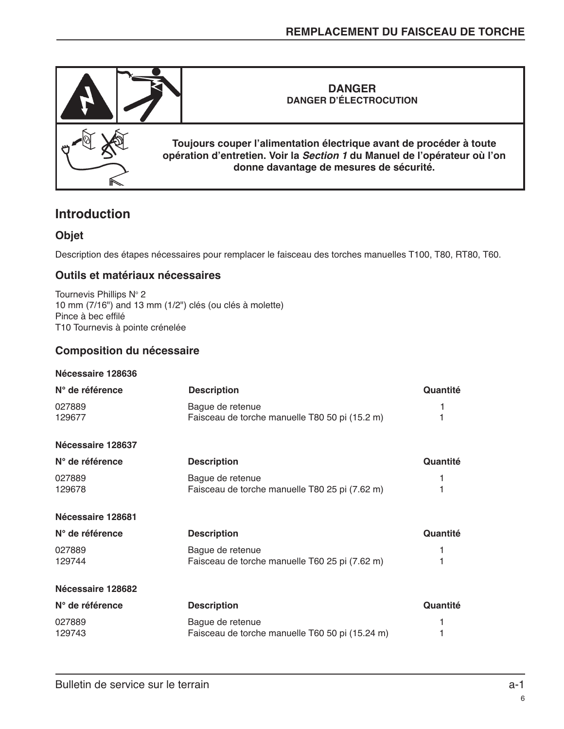**DANGER**
**DANGER D'ÉLECTROCUTION**

**Toujours couper l'alimentation électrique avant de procéder à toute opération d'entretien. Voir la *Section 1* du Manuel de l'opérateur où l'on donne davantage de mesures de sécurité.**

# Introduction

## Objet

Description des étapes nécessaires pour remplacer le faisceau des torches manuelles T100, T80, RT80, T60.

## Outils et matériaux nécessaires

Tournevis Phillips N° 2
10 mm (7/16") and 13 mm (1/2") clés (ou clés à molette)
Pince à bec effilé
T10 Tournevis à pointe crénelée

## Composition du nécessaire

**Nécessaire 128636**

| N° de référence | Description | Quantité |
|---|---|---|
| 027889 | Bague de retenue | 1 |
| 129677 | Faisceau de torche manuelle T80 50 pi (15.2 m) | 1 |

**Nécessaire 128637**

| N° de référence | Description | Quantité |
|---|---|---|
| 027889 | Bague de retenue | 1 |
| 129678 | Faisceau de torche manuelle T80 25 pi (7.62 m) | 1 |

**Nécessaire 128681**

| N° de référence | Description | Quantité |
|---|---|---|
| 027889 | Bague de retenue | 1 |
| 129744 | Faisceau de torche manuelle T60 25 pi (7.62 m) | 1 |

**Nécessaire 128682**

| N° de référence | Description | Quantité |
|---|---|---|
| 027889 | Bague de retenue | 1 |
| 129743 | Faisceau de torche manuelle T60 50 pi (15.24 m) | 1 |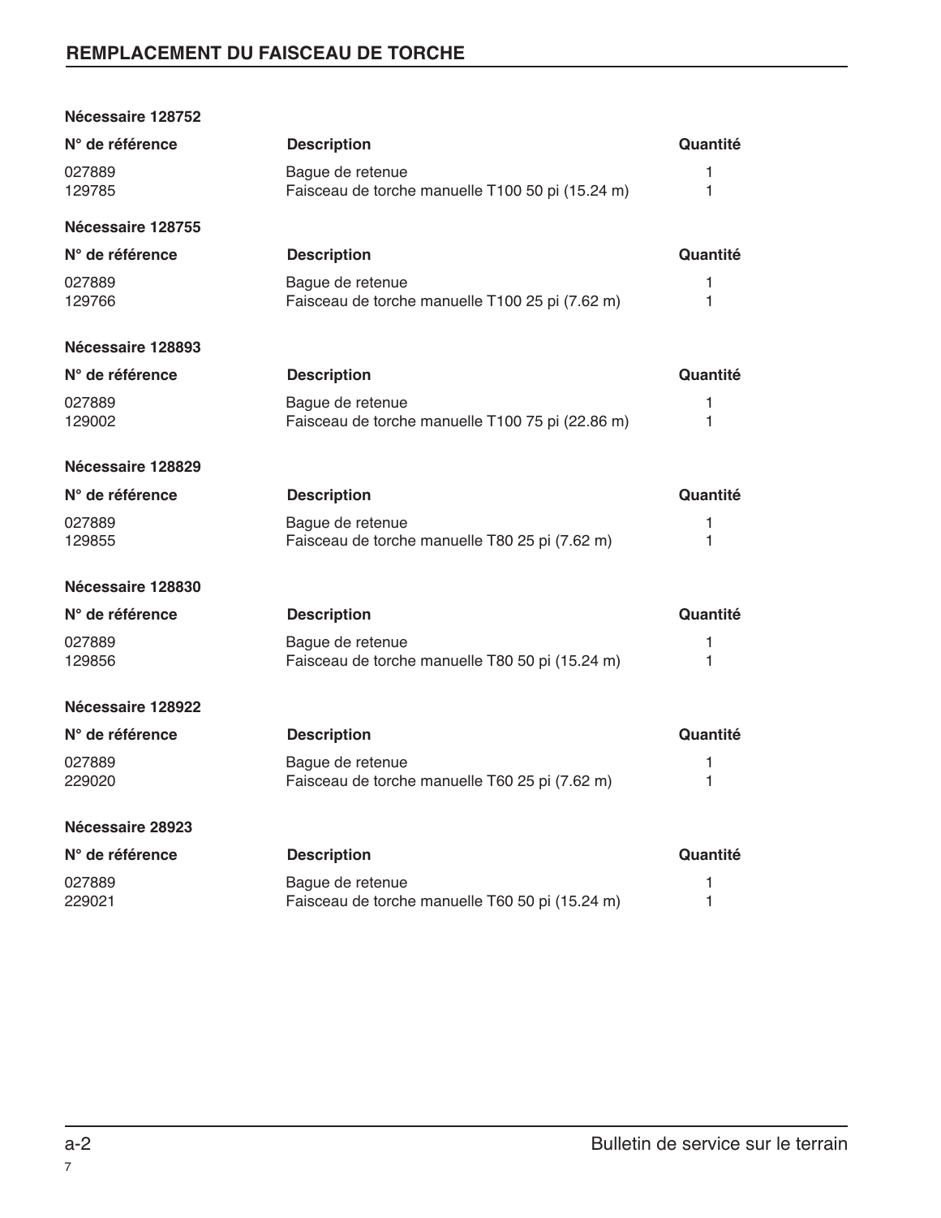## REMPLACEMENT DU FAISCEAU DE TORCHE

**Nécessaire 128752**

| N° de référence | Description | Quantité |
|---|---|---|
| 027889 | Bague de retenue | 1 |
| 129785 | Faisceau de torche manuelle T100 50 pi (15.24 m) | 1 |

**Nécessaire 128755**

| N° de référence | Description | Quantité |
|---|---|---|
| 027889 | Bague de retenue | 1 |
| 129766 | Faisceau de torche manuelle T100 25 pi (7.62 m) | 1 |

**Nécessaire 128893**

| N° de référence | Description | Quantité |
|---|---|---|
| 027889 | Bague de retenue | 1 |
| 129002 | Faisceau de torche manuelle T100 75 pi (22.86 m) | 1 |

**Nécessaire 128829**

| N° de référence | Description | Quantité |
|---|---|---|
| 027889 | Bague de retenue | 1 |
| 129855 | Faisceau de torche manuelle T80 25 pi (7.62 m) | 1 |

**Nécessaire 128830**

| N° de référence | Description | Quantité |
|---|---|---|
| 027889 | Bague de retenue | 1 |
| 129856 | Faisceau de torche manuelle T80 50 pi (15.24 m) | 1 |

**Nécessaire 128922**

| N° de référence | Description | Quantité |
|---|---|---|
| 027889 | Bague de retenue | 1 |
| 229020 | Faisceau de torche manuelle T60 25 pi (7.62 m) | 1 |

**Nécessaire 28923**

| N° de référence | Description | Quantité |
|---|---|---|
| 027889 | Bague de retenue | 1 |
| 229021 | Faisceau de torche manuelle T60 50 pi (15.24 m) | 1 |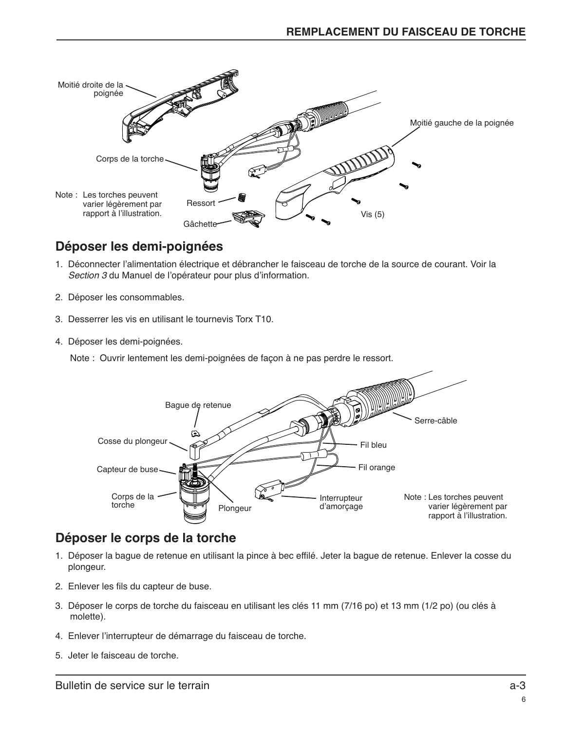Moitié droite de la poignée

Moitié gauche de la poignée

Corps de la torche

Note : Les torches peuvent varier légèrement par rapport à l'illustration.

Ressort

Gâchette

Vis (5)

## Déposer les demi-poignées

1. Déconnecter l'alimentation électrique et débrancher le faisceau de torche de la source de courant. Voir la *Section 3* du Manuel de l'opérateur pour plus d'information.
2. Déposer les consommables.
3. Desserrer les vis en utilisant le tournevis Torx T10.
4. Déposer les demi-poignées.

   Note : Ouvrir lentement les demi-poignées de façon à ne pas perdre le ressort.

Bague de retenue

Serre-câble

Cosse du plongeur

Fil bleu

Capteur de buse

Fil orange

Corps de la torche

Plongeur

Interrupteur d'amorçage

Note : Les torches peuvent varier légèrement par rapport à l'illustration.

## Déposer le corps de la torche

1. Déposer la bague de retenue en utilisant la pince à bec effilé. Jeter la bague de retenue. Enlever la cosse du plongeur.
2. Enlever les fils du capteur de buse.
3. Déposer le corps de torche du faisceau en utilisant les clés 11 mm (7/16 po) et 13 mm (1/2 po) (ou clés à molette).
4. Enlever l'interrupteur de démarrage du faisceau de torche.
5. Jeter le faisceau de torche.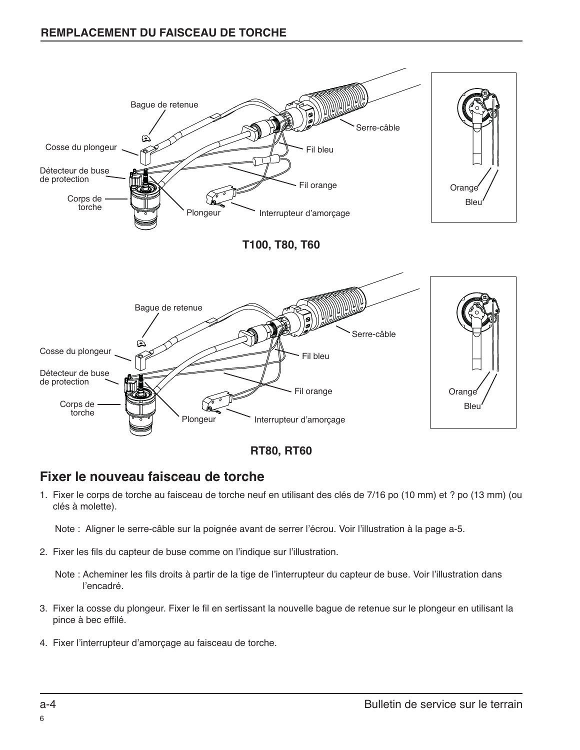## REMPLACEMENT DU FAISCEAU DE TORCHE

Bague de retenue

Serre-câble

Cosse du plongeur

Fil bleu

Détecteur de buse de protection

Fil orange

Corps de torche

Plongeur

Interrupteur d'amorçage

Orange

Bleu

**T100, T80, T60**

Bague de retenue

Serre-câble

Cosse du plongeur

Fil bleu

Détecteur de buse de protection

Fil orange

Corps de torche

Plongeur

Interrupteur d'amorçage

Orange

Bleu

**RT80, RT60**

## Fixer le nouveau faisceau de torche

1. Fixer le corps de torche au faisceau de torche neuf en utilisant des clés de 7/16 po (10 mm) et ? po (13 mm) (ou clés à molette).

   Note : Aligner le serre-câble sur la poignée avant de serrer l'écrou. Voir l'illustration à la page a-5.

2. Fixer les fils du capteur de buse comme on l'indique sur l'illustration.

   Note : Acheminer les fils droits à partir de la tige de l'interrupteur du capteur de buse. Voir l'illustration dans l'encadré.

3. Fixer la cosse du plongeur. Fixer le fil en sertissant la nouvelle bague de retenue sur le plongeur en utilisant la pince à bec effilé.

4. Fixer l'interrupteur d'amorçage au faisceau de torche.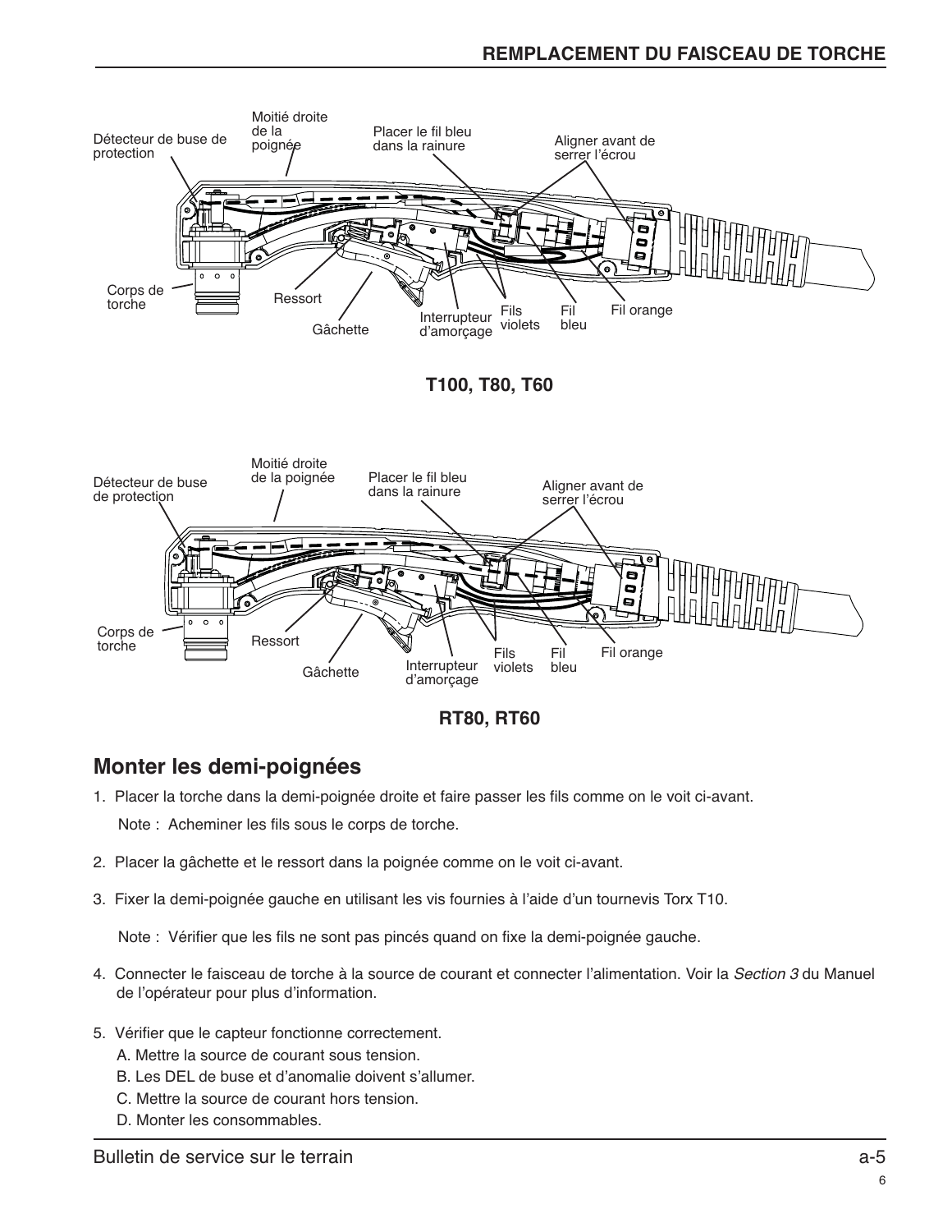Moitié droite de la poignée

Détecteur de buse de protection

Placer le fil bleu dans la rainure

Aligner avant de serrer l'écrou

Corps de torche

Ressort

Gâchette

Interrupteur d'amorçage

Fils violets

Fil bleu

Fil orange

**T100, T80, T60**

Moitié droite de la poignée

Détecteur de buse de protection

Placer le fil bleu dans la rainure

Aligner avant de serrer l'écrou

Corps de torche

Ressort

Gâchette

Interrupteur d'amorçage

Fils violets

Fil bleu

Fil orange

**RT80, RT60**

## Monter les demi-poignées

1. Placer la torche dans la demi-poignée droite et faire passer les fils comme on le voit ci-avant.

   Note : Acheminer les fils sous le corps de torche.

2. Placer la gâchette et le ressort dans la poignée comme on le voit ci-avant.

3. Fixer la demi-poignée gauche en utilisant les vis fournies à l'aide d'un tournevis Torx T10.

   Note : Vérifier que les fils ne sont pas pincés quand on fixe la demi-poignée gauche.

4. Connecter le faisceau de torche à la source de courant et connecter l'alimentation. Voir la *Section 3* du Manuel de l'opérateur pour plus d'information.

5. Vérifier que le capteur fonctionne correctement.
   A. Mettre la source de courant sous tension.
   B. Les DEL de buse et d'anomalie doivent s'allumer.
   C. Mettre la source de courant hors tension.
   D. Monter les consommables.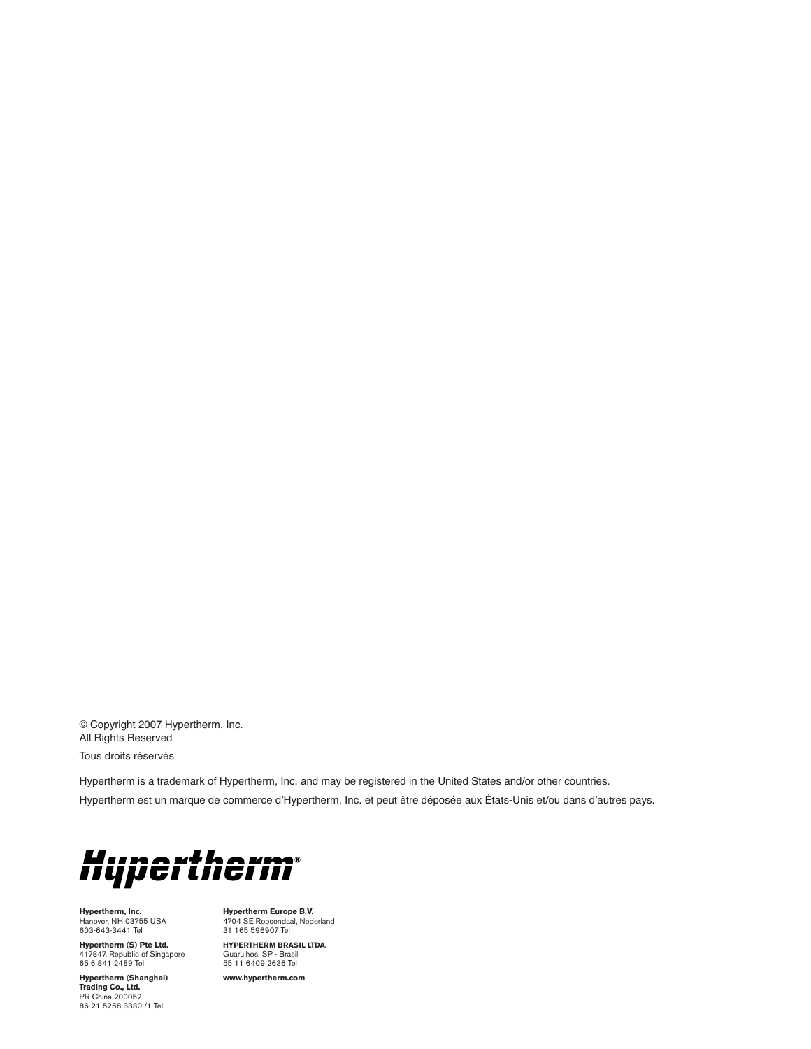© Copyright 2007 Hypertherm, Inc.
All Rights Reserved

Tous droits réservés

Hypertherm is a trademark of Hypertherm, Inc. and may be registered in the United States and/or other countries.

Hypertherm est un marque de commerce d'Hypertherm, Inc. et peut être déposée aux États-Unis et/ou dans d'autres pays.

Hypertherm®

**Hypertherm, Inc.**
Hanover, NH 03755 USA
603-643-3441 Tel

**Hypertherm (S) Pte Ltd.**
417847, Republic of Singapore
65 6 841 2489 Tel

**Hypertherm (Shanghai) Trading Co., Ltd.**
PR China 200052
86-21 5258 3330 /1 Tel

**Hypertherm Europe B.V.**
4704 SE Roosendaal, Nederland
31 165 596907 Tel

**HYPERTHERM BRASIL LTDA.**
Guarulhos, SP - Brasil
55 11 6409 2636 Tel

**www.hypertherm.com**